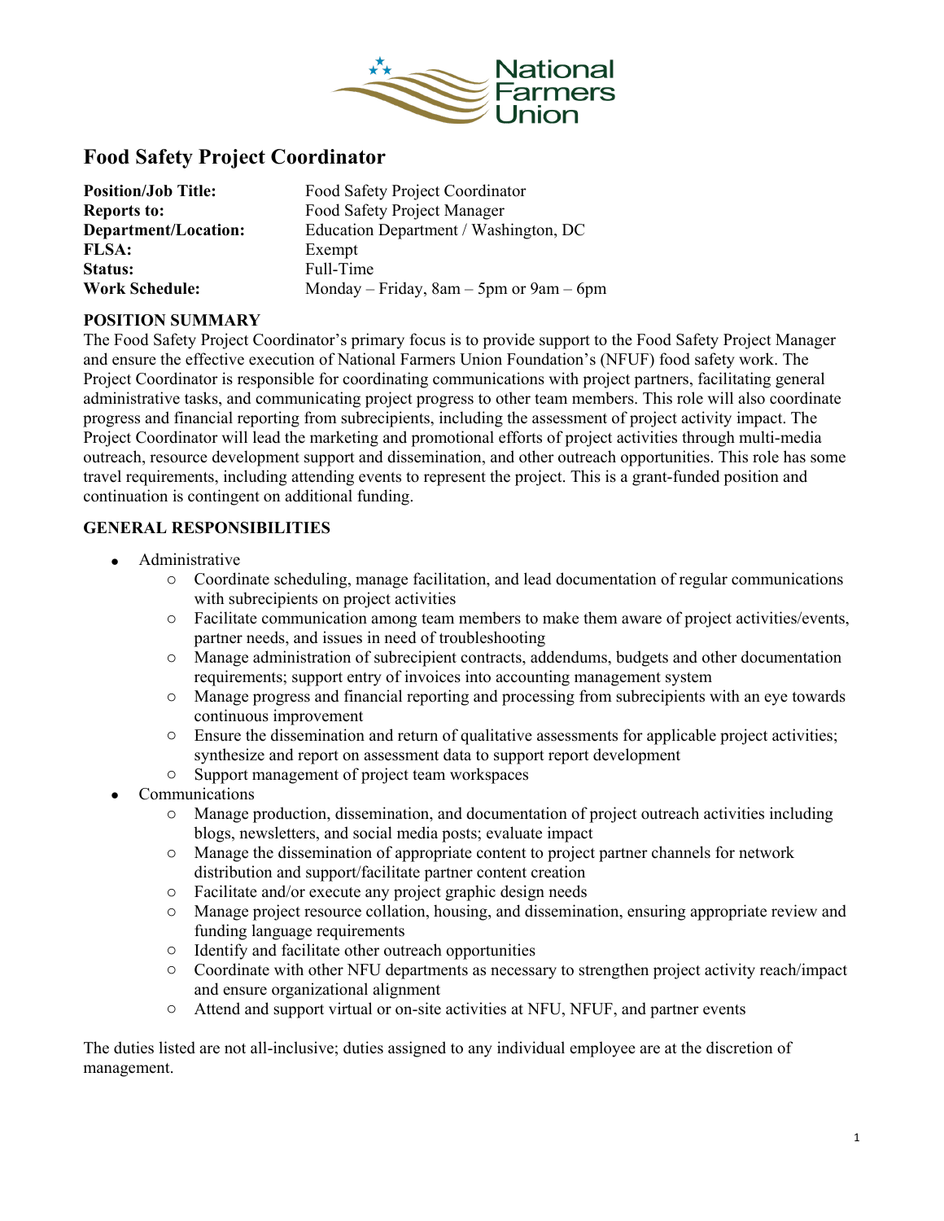# Food Safety Project Coordinator

| | |
|---|---|
| **Position/Job Title:** | Food Safety Project Coordinator |
| **Reports to:** | Food Safety Project Manager |
| **Department/Location:** | Education Department / Washington, DC |
| **FLSA:** | Exempt |
| **Status:** | Full-Time |
| **Work Schedule:** | Monday – Friday, 8am – 5pm or 9am – 6pm |

## POSITION SUMMARY

The Food Safety Project Coordinator's primary focus is to provide support to the Food Safety Project Manager and ensure the effective execution of National Farmers Union Foundation's (NFUF) food safety work. The Project Coordinator is responsible for coordinating communications with project partners, facilitating general administrative tasks, and communicating project progress to other team members. This role will also coordinate progress and financial reporting from subrecipients, including the assessment of project activity impact. The Project Coordinator will lead the marketing and promotional efforts of project activities through multi-media outreach, resource development support and dissemination, and other outreach opportunities. This role has some travel requirements, including attending events to represent the project. This is a grant-funded position and continuation is contingent on additional funding.

## GENERAL RESPONSIBILITIES

- Administrative
  - Coordinate scheduling, manage facilitation, and lead documentation of regular communications with subrecipients on project activities
  - Facilitate communication among team members to make them aware of project activities/events, partner needs, and issues in need of troubleshooting
  - Manage administration of subrecipient contracts, addendums, budgets and other documentation requirements; support entry of invoices into accounting management system
  - Manage progress and financial reporting and processing from subrecipients with an eye towards continuous improvement
  - Ensure the dissemination and return of qualitative assessments for applicable project activities; synthesize and report on assessment data to support report development
  - Support management of project team workspaces
- Communications
  - Manage production, dissemination, and documentation of project outreach activities including blogs, newsletters, and social media posts; evaluate impact
  - Manage the dissemination of appropriate content to project partner channels for network distribution and support/facilitate partner content creation
  - Facilitate and/or execute any project graphic design needs
  - Manage project resource collation, housing, and dissemination, ensuring appropriate review and funding language requirements
  - Identify and facilitate other outreach opportunities
  - Coordinate with other NFU departments as necessary to strengthen project activity reach/impact and ensure organizational alignment
  - Attend and support virtual or on-site activities at NFU, NFUF, and partner events

The duties listed are not all-inclusive; duties assigned to any individual employee are at the discretion of management.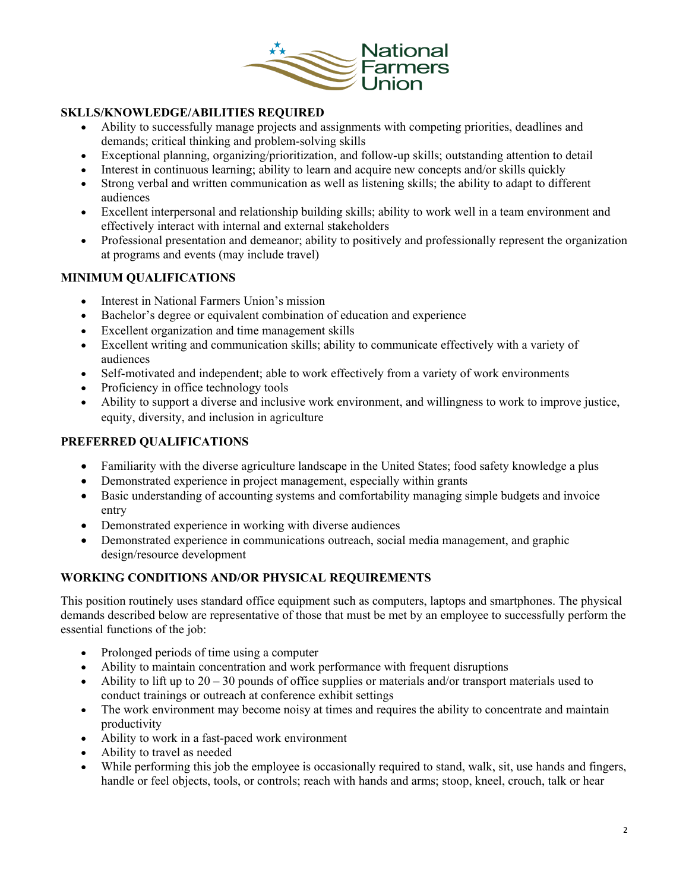**SKLLS/KNOWLEDGE/ABILITIES REQUIRED**

- Ability to successfully manage projects and assignments with competing priorities, deadlines and demands; critical thinking and problem-solving skills
- Exceptional planning, organizing/prioritization, and follow-up skills; outstanding attention to detail
- Interest in continuous learning; ability to learn and acquire new concepts and/or skills quickly
- Strong verbal and written communication as well as listening skills; the ability to adapt to different audiences
- Excellent interpersonal and relationship building skills; ability to work well in a team environment and effectively interact with internal and external stakeholders
- Professional presentation and demeanor; ability to positively and professionally represent the organization at programs and events (may include travel)

**MINIMUM QUALIFICATIONS**

- Interest in National Farmers Union's mission
- Bachelor's degree or equivalent combination of education and experience
- Excellent organization and time management skills
- Excellent writing and communication skills; ability to communicate effectively with a variety of audiences
- Self-motivated and independent; able to work effectively from a variety of work environments
- Proficiency in office technology tools
- Ability to support a diverse and inclusive work environment, and willingness to work to improve justice, equity, diversity, and inclusion in agriculture

**PREFERRED QUALIFICATIONS**

- Familiarity with the diverse agriculture landscape in the United States; food safety knowledge a plus
- Demonstrated experience in project management, especially within grants
- Basic understanding of accounting systems and comfortability managing simple budgets and invoice entry
- Demonstrated experience in working with diverse audiences
- Demonstrated experience in communications outreach, social media management, and graphic design/resource development

**WORKING CONDITIONS AND/OR PHYSICAL REQUIREMENTS**

This position routinely uses standard office equipment such as computers, laptops and smartphones. The physical demands described below are representative of those that must be met by an employee to successfully perform the essential functions of the job:

- Prolonged periods of time using a computer
- Ability to maintain concentration and work performance with frequent disruptions
- Ability to lift up to 20 – 30 pounds of office supplies or materials and/or transport materials used to conduct trainings or outreach at conference exhibit settings
- The work environment may become noisy at times and requires the ability to concentrate and maintain productivity
- Ability to work in a fast-paced work environment
- Ability to travel as needed
- While performing this job the employee is occasionally required to stand, walk, sit, use hands and fingers, handle or feel objects, tools, or controls; reach with hands and arms; stoop, kneel, crouch, talk or hear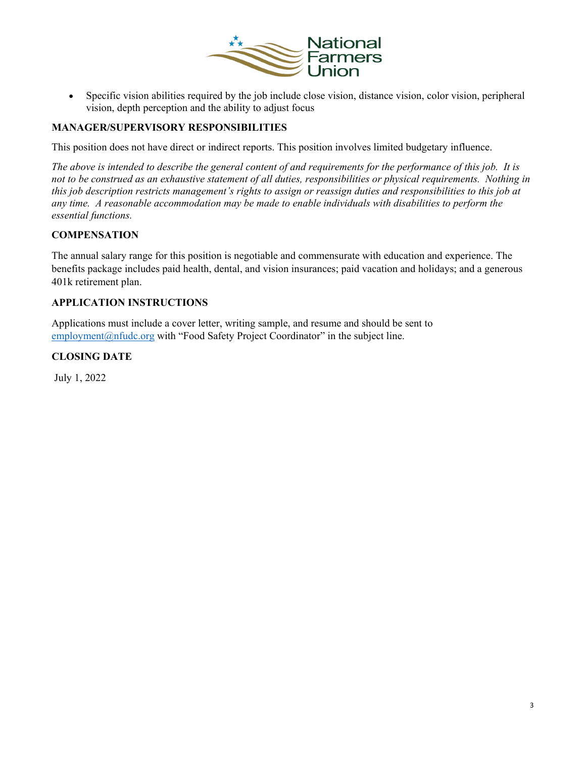- Specific vision abilities required by the job include close vision, distance vision, color vision, peripheral vision, depth perception and the ability to adjust focus

## MANAGER/SUPERVISORY RESPONSIBILITIES

This position does not have direct or indirect reports. This position involves limited budgetary influence.

*The above is intended to describe the general content of and requirements for the performance of this job. It is not to be construed as an exhaustive statement of all duties, responsibilities or physical requirements. Nothing in this job description restricts management's rights to assign or reassign duties and responsibilities to this job at any time. A reasonable accommodation may be made to enable individuals with disabilities to perform the essential functions.*

## COMPENSATION

The annual salary range for this position is negotiable and commensurate with education and experience. The benefits package includes paid health, dental, and vision insurances; paid vacation and holidays; and a generous 401k retirement plan.

## APPLICATION INSTRUCTIONS

Applications must include a cover letter, writing sample, and resume and should be sent to employment@nfudc.org with "Food Safety Project Coordinator" in the subject line.

## CLOSING DATE

July 1, 2022